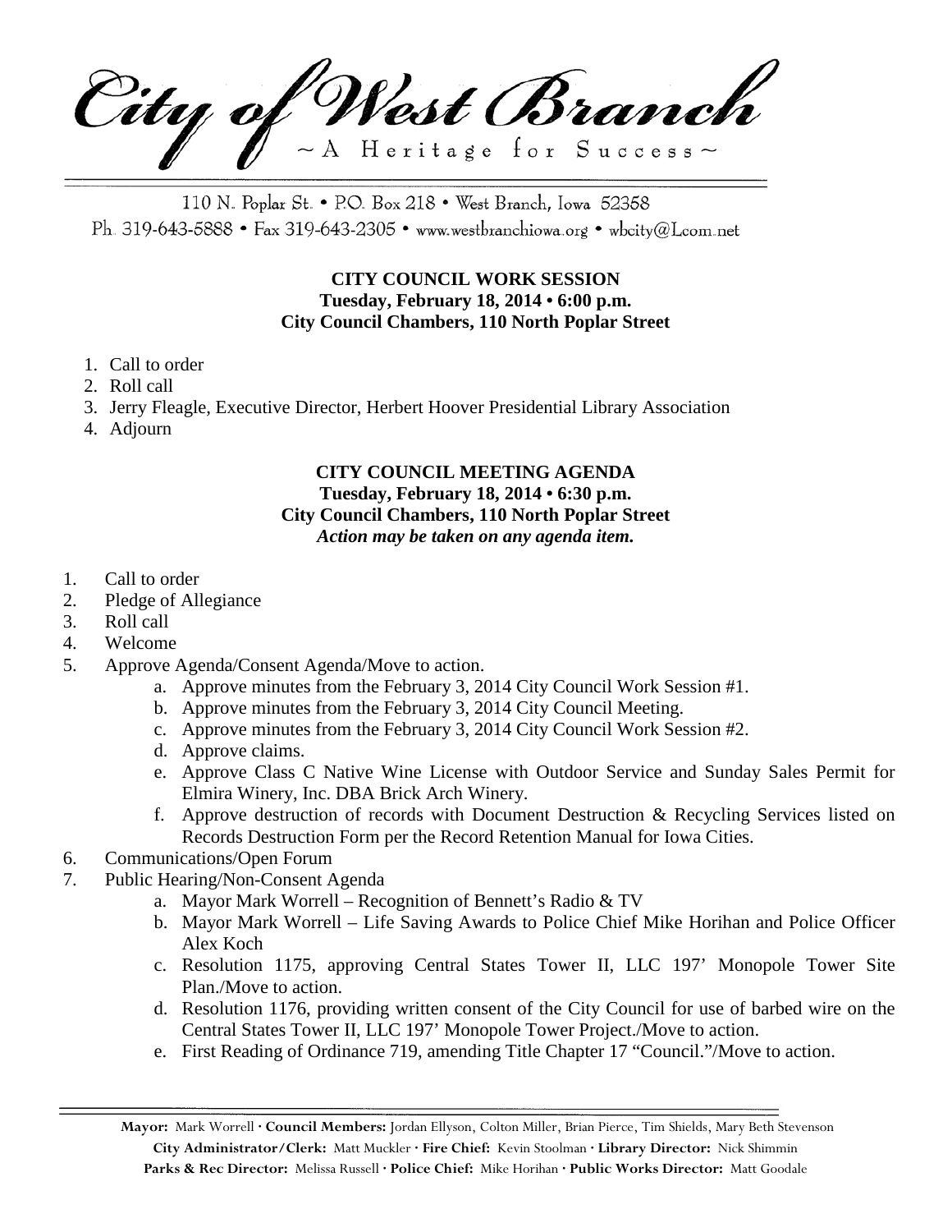# City of West Branch

~ A Heritage for Success ~

110 N. Poplar St. • P.O. Box 218 • West Branch, Iowa 52358
Ph. 319-643-5888 • Fax 319-643-2305 • www.westbranchiowa.org • wbcity@Lcom.net

**CITY COUNCIL WORK SESSION**
**Tuesday, February 18, 2014 • 6:00 p.m.**
**City Council Chambers, 110 North Poplar Street**

1. Call to order
2. Roll call
3. Jerry Fleagle, Executive Director, Herbert Hoover Presidential Library Association
4. Adjourn

**CITY COUNCIL MEETING AGENDA**
**Tuesday, February 18, 2014 • 6:30 p.m.**
**City Council Chambers, 110 North Poplar Street**
***Action may be taken on any agenda item.***

1. Call to order
2. Pledge of Allegiance
3. Roll call
4. Welcome
5. Approve Agenda/Consent Agenda/Move to action.
   a. Approve minutes from the February 3, 2014 City Council Work Session #1.
   b. Approve minutes from the February 3, 2014 City Council Meeting.
   c. Approve minutes from the February 3, 2014 City Council Work Session #2.
   d. Approve claims.
   e. Approve Class C Native Wine License with Outdoor Service and Sunday Sales Permit for Elmira Winery, Inc. DBA Brick Arch Winery.
   f. Approve destruction of records with Document Destruction & Recycling Services listed on Records Destruction Form per the Record Retention Manual for Iowa Cities.
6. Communications/Open Forum
7. Public Hearing/Non-Consent Agenda
   a. Mayor Mark Worrell – Recognition of Bennett's Radio & TV
   b. Mayor Mark Worrell – Life Saving Awards to Police Chief Mike Horihan and Police Officer Alex Koch
   c. Resolution 1175, approving Central States Tower II, LLC 197' Monopole Tower Site Plan./Move to action.
   d. Resolution 1176, providing written consent of the City Council for use of barbed wire on the Central States Tower II, LLC 197' Monopole Tower Project./Move to action.
   e. First Reading of Ordinance 719, amending Title Chapter 17 "Council."/Move to action.

**Mayor:** Mark Worrell · **Council Members:** Jordan Ellyson, Colton Miller, Brian Pierce, Tim Shields, Mary Beth Stevenson
**City Administrator/Clerk:** Matt Muckler · **Fire Chief:** Kevin Stoolman · **Library Director:** Nick Shimmin
**Parks & Rec Director:** Melissa Russell · **Police Chief:** Mike Horihan · **Public Works Director:** Matt Goodale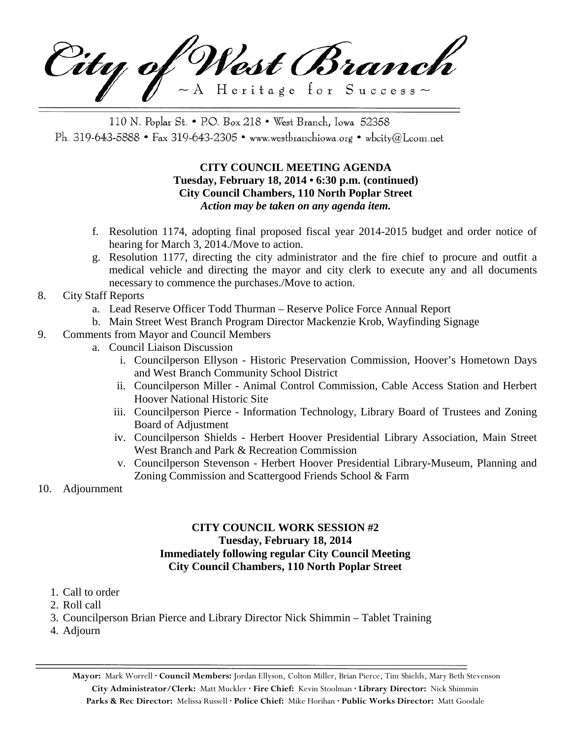City of West Branch

~ A Heritage for Success ~

110 N. Poplar St. • P.O. Box 218 • West Branch, Iowa 52358
Ph. 319-643-5888 • Fax 319-643-2305 • www.westbranchiowa.org • wbcity@Lcom.net

**CITY COUNCIL MEETING AGENDA**
**Tuesday, February 18, 2014 • 6:30 p.m. (continued)**
**City Council Chambers, 110 North Poplar Street**
***Action may be taken on any agenda item.***

f. Resolution 1174, adopting final proposed fiscal year 2014-2015 budget and order notice of hearing for March 3, 2014./Move to action.
g. Resolution 1177, directing the city administrator and the fire chief to procure and outfit a medical vehicle and directing the mayor and city clerk to execute any and all documents necessary to commence the purchases./Move to action.

8. City Staff Reports
   a. Lead Reserve Officer Todd Thurman – Reserve Police Force Annual Report
   b. Main Street West Branch Program Director Mackenzie Krob, Wayfinding Signage
9. Comments from Mayor and Council Members
   a. Council Liaison Discussion
      i. Councilperson Ellyson - Historic Preservation Commission, Hoover's Hometown Days and West Branch Community School District
      ii. Councilperson Miller - Animal Control Commission, Cable Access Station and Herbert Hoover National Historic Site
      iii. Councilperson Pierce - Information Technology, Library Board of Trustees and Zoning Board of Adjustment
      iv. Councilperson Shields - Herbert Hoover Presidential Library Association, Main Street West Branch and Park & Recreation Commission
      v. Councilperson Stevenson - Herbert Hoover Presidential Library-Museum, Planning and Zoning Commission and Scattergood Friends School & Farm
10. Adjournment

**CITY COUNCIL WORK SESSION #2**
**Tuesday, February 18, 2014**
**Immediately following regular City Council Meeting**
**City Council Chambers, 110 North Poplar Street**

1. Call to order
2. Roll call
3. Councilperson Brian Pierce and Library Director Nick Shimmin – Tablet Training
4. Adjourn

**Mayor:** Mark Worrell · **Council Members:** Jordan Ellyson, Colton Miller, Brian Pierce, Tim Shields, Mary Beth Stevenson
**City Administrator/Clerk:** Matt Muckler · **Fire Chief:** Kevin Stoolman · **Library Director:** Nick Shimmin
**Parks & Rec Director:** Melissa Russell · **Police Chief:** Mike Horihan · **Public Works Director:** Matt Goodale